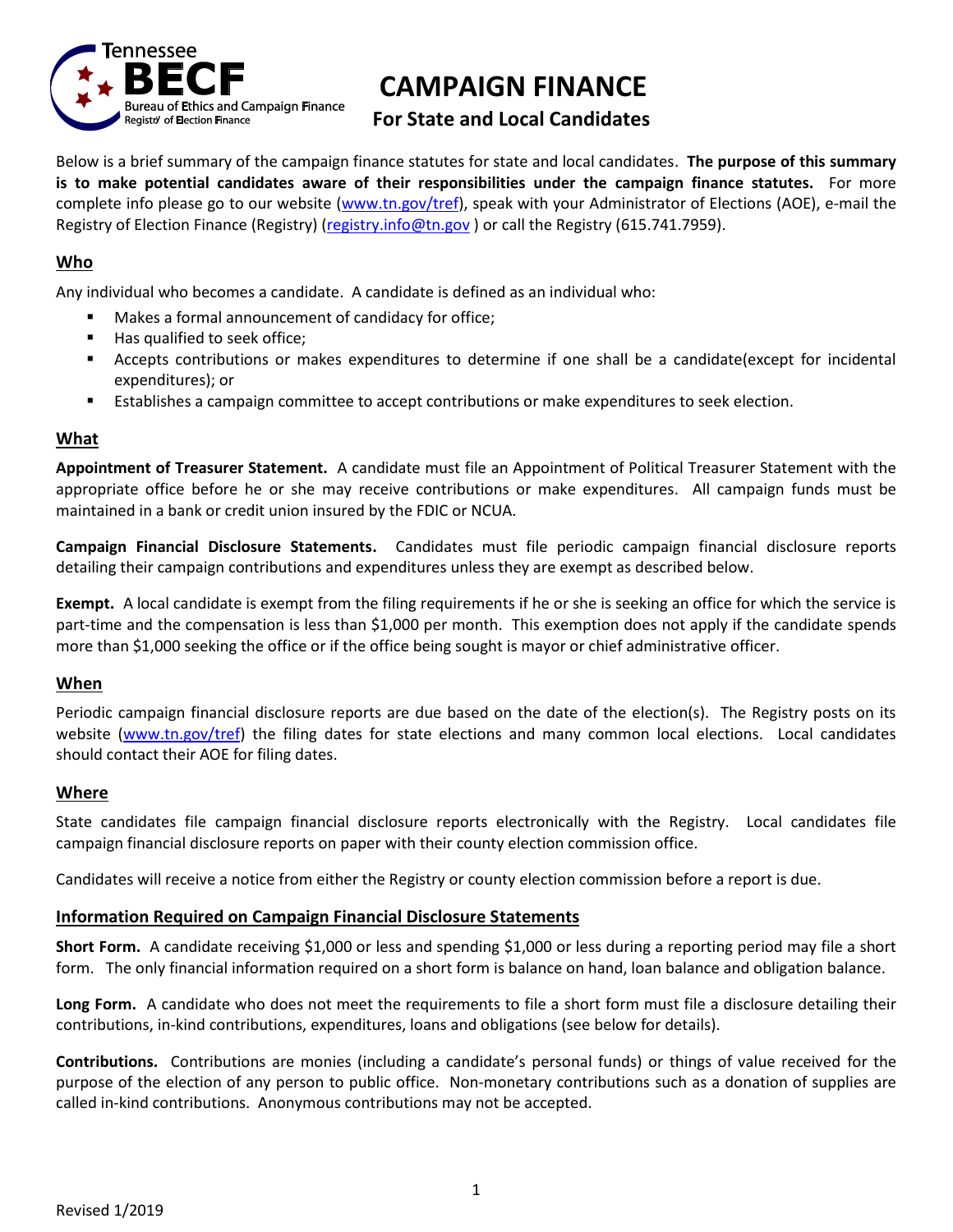# CAMPAIGN FINANCE

## For State and Local Candidates

Below is a brief summary of the campaign finance statutes for state and local candidates. **The purpose of this summary is to make potential candidates aware of their responsibilities under the campaign finance statutes.** For more complete info please go to our website (www.tn.gov/tref), speak with your Administrator of Elections (AOE), e-mail the Registry of Election Finance (Registry) (registry.info@tn.gov ) or call the Registry (615.741.7959).

### Who

Any individual who becomes a candidate. A candidate is defined as an individual who:

- Makes a formal announcement of candidacy for office;
- Has qualified to seek office;
- Accepts contributions or makes expenditures to determine if one shall be a candidate(except for incidental expenditures); or
- Establishes a campaign committee to accept contributions or make expenditures to seek election.

### What

**Appointment of Treasurer Statement.** A candidate must file an Appointment of Political Treasurer Statement with the appropriate office before he or she may receive contributions or make expenditures. All campaign funds must be maintained in a bank or credit union insured by the FDIC or NCUA.

**Campaign Financial Disclosure Statements.** Candidates must file periodic campaign financial disclosure reports detailing their campaign contributions and expenditures unless they are exempt as described below.

**Exempt.** A local candidate is exempt from the filing requirements if he or she is seeking an office for which the service is part-time and the compensation is less than $1,000 per month. This exemption does not apply if the candidate spends more than $1,000 seeking the office or if the office being sought is mayor or chief administrative officer.

### When

Periodic campaign financial disclosure reports are due based on the date of the election(s). The Registry posts on its website (www.tn.gov/tref) the filing dates for state elections and many common local elections. Local candidates should contact their AOE for filing dates.

### Where

State candidates file campaign financial disclosure reports electronically with the Registry. Local candidates file campaign financial disclosure reports on paper with their county election commission office.

Candidates will receive a notice from either the Registry or county election commission before a report is due.

### Information Required on Campaign Financial Disclosure Statements

**Short Form.** A candidate receiving $1,000 or less and spending $1,000 or less during a reporting period may file a short form. The only financial information required on a short form is balance on hand, loan balance and obligation balance.

**Long Form.** A candidate who does not meet the requirements to file a short form must file a disclosure detailing their contributions, in-kind contributions, expenditures, loans and obligations (see below for details).

**Contributions.** Contributions are monies (including a candidate's personal funds) or things of value received for the purpose of the election of any person to public office. Non-monetary contributions such as a donation of supplies are called in-kind contributions. Anonymous contributions may not be accepted.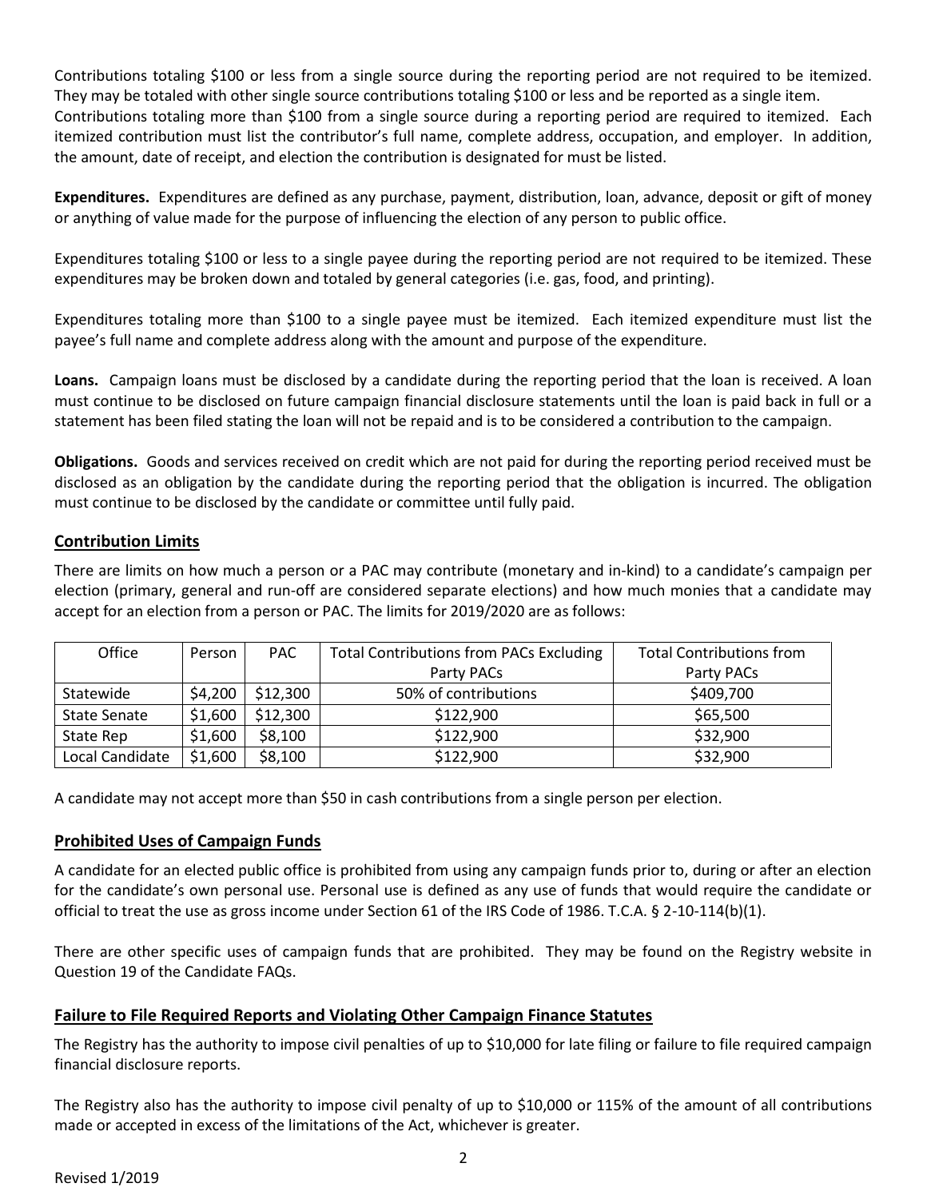Contributions totaling $100 or less from a single source during the reporting period are not required to be itemized. They may be totaled with other single source contributions totaling $100 or less and be reported as a single item. Contributions totaling more than $100 from a single source during a reporting period are required to itemized. Each itemized contribution must list the contributor's full name, complete address, occupation, and employer. In addition, the amount, date of receipt, and election the contribution is designated for must be listed.

**Expenditures.** Expenditures are defined as any purchase, payment, distribution, loan, advance, deposit or gift of money or anything of value made for the purpose of influencing the election of any person to public office.

Expenditures totaling $100 or less to a single payee during the reporting period are not required to be itemized. These expenditures may be broken down and totaled by general categories (i.e. gas, food, and printing).

Expenditures totaling more than $100 to a single payee must be itemized. Each itemized expenditure must list the payee's full name and complete address along with the amount and purpose of the expenditure.

**Loans.** Campaign loans must be disclosed by a candidate during the reporting period that the loan is received. A loan must continue to be disclosed on future campaign financial disclosure statements until the loan is paid back in full or a statement has been filed stating the loan will not be repaid and is to be considered a contribution to the campaign.

**Obligations.** Goods and services received on credit which are not paid for during the reporting period received must be disclosed as an obligation by the candidate during the reporting period that the obligation is incurred. The obligation must continue to be disclosed by the candidate or committee until fully paid.

## Contribution Limits

There are limits on how much a person or a PAC may contribute (monetary and in-kind) to a candidate's campaign per election (primary, general and run-off are considered separate elections) and how much monies that a candidate may accept for an election from a person or PAC. The limits for 2019/2020 are as follows:

| Office | Person | PAC | Total Contributions from PACs Excluding Party PACs | Total Contributions from Party PACs |
|---|---|---|---|---|
| Statewide | $4,200 | $12,300 | 50% of contributions | $409,700 |
| State Senate | $1,600 | $12,300 | $122,900 | $65,500 |
| State Rep | $1,600 | $8,100 | $122,900 | $32,900 |
| Local Candidate | $1,600 | $8,100 | $122,900 | $32,900 |

A candidate may not accept more than $50 in cash contributions from a single person per election.

## Prohibited Uses of Campaign Funds

A candidate for an elected public office is prohibited from using any campaign funds prior to, during or after an election for the candidate's own personal use. Personal use is defined as any use of funds that would require the candidate or official to treat the use as gross income under Section 61 of the IRS Code of 1986. T.C.A. § 2-10-114(b)(1).

There are other specific uses of campaign funds that are prohibited. They may be found on the Registry website in Question 19 of the Candidate FAQs.

## Failure to File Required Reports and Violating Other Campaign Finance Statutes

The Registry has the authority to impose civil penalties of up to $10,000 for late filing or failure to file required campaign financial disclosure reports.

The Registry also has the authority to impose civil penalty of up to $10,000 or 115% of the amount of all contributions made or accepted in excess of the limitations of the Act, whichever is greater.

Revised 1/2019